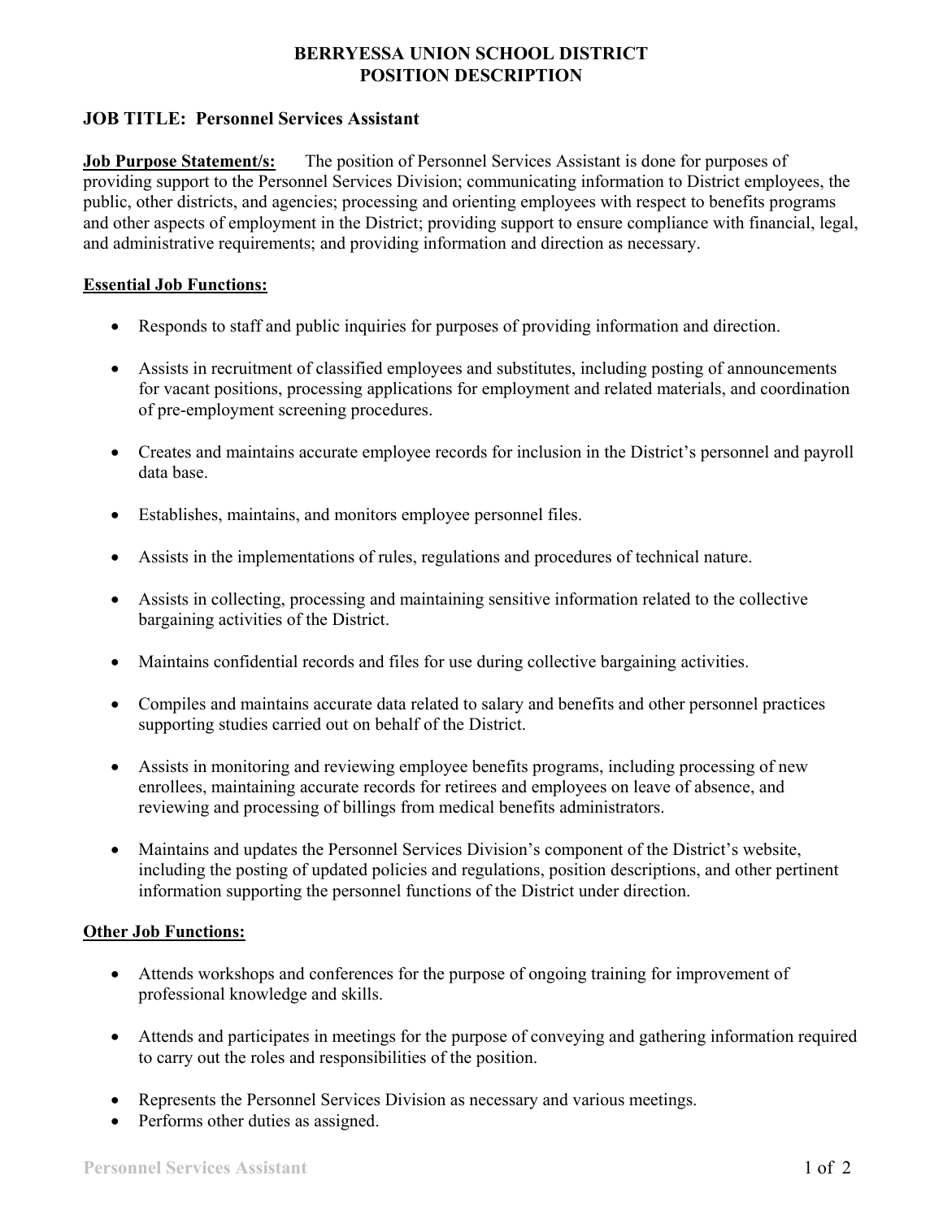# BERRYESSA UNION SCHOOL DISTRICT
# POSITION DESCRIPTION

## JOB TITLE: Personnel Services Assistant

**Job Purpose Statement/s:** The position of Personnel Services Assistant is done for purposes of providing support to the Personnel Services Division; communicating information to District employees, the public, other districts, and agencies; processing and orienting employees with respect to benefits programs and other aspects of employment in the District; providing support to ensure compliance with financial, legal, and administrative requirements; and providing information and direction as necessary.

**Essential Job Functions:**

- Responds to staff and public inquiries for purposes of providing information and direction.
- Assists in recruitment of classified employees and substitutes, including posting of announcements for vacant positions, processing applications for employment and related materials, and coordination of pre-employment screening procedures.
- Creates and maintains accurate employee records for inclusion in the District's personnel and payroll data base.
- Establishes, maintains, and monitors employee personnel files.
- Assists in the implementations of rules, regulations and procedures of technical nature.
- Assists in collecting, processing and maintaining sensitive information related to the collective bargaining activities of the District.
- Maintains confidential records and files for use during collective bargaining activities.
- Compiles and maintains accurate data related to salary and benefits and other personnel practices supporting studies carried out on behalf of the District.
- Assists in monitoring and reviewing employee benefits programs, including processing of new enrollees, maintaining accurate records for retirees and employees on leave of absence, and reviewing and processing of billings from medical benefits administrators.
- Maintains and updates the Personnel Services Division's component of the District's website, including the posting of updated policies and regulations, position descriptions, and other pertinent information supporting the personnel functions of the District under direction.

**Other Job Functions:**

- Attends workshops and conferences for the purpose of ongoing training for improvement of professional knowledge and skills.
- Attends and participates in meetings for the purpose of conveying and gathering information required to carry out the roles and responsibilities of the position.
- Represents the Personnel Services Division as necessary and various meetings.
- Performs other duties as assigned.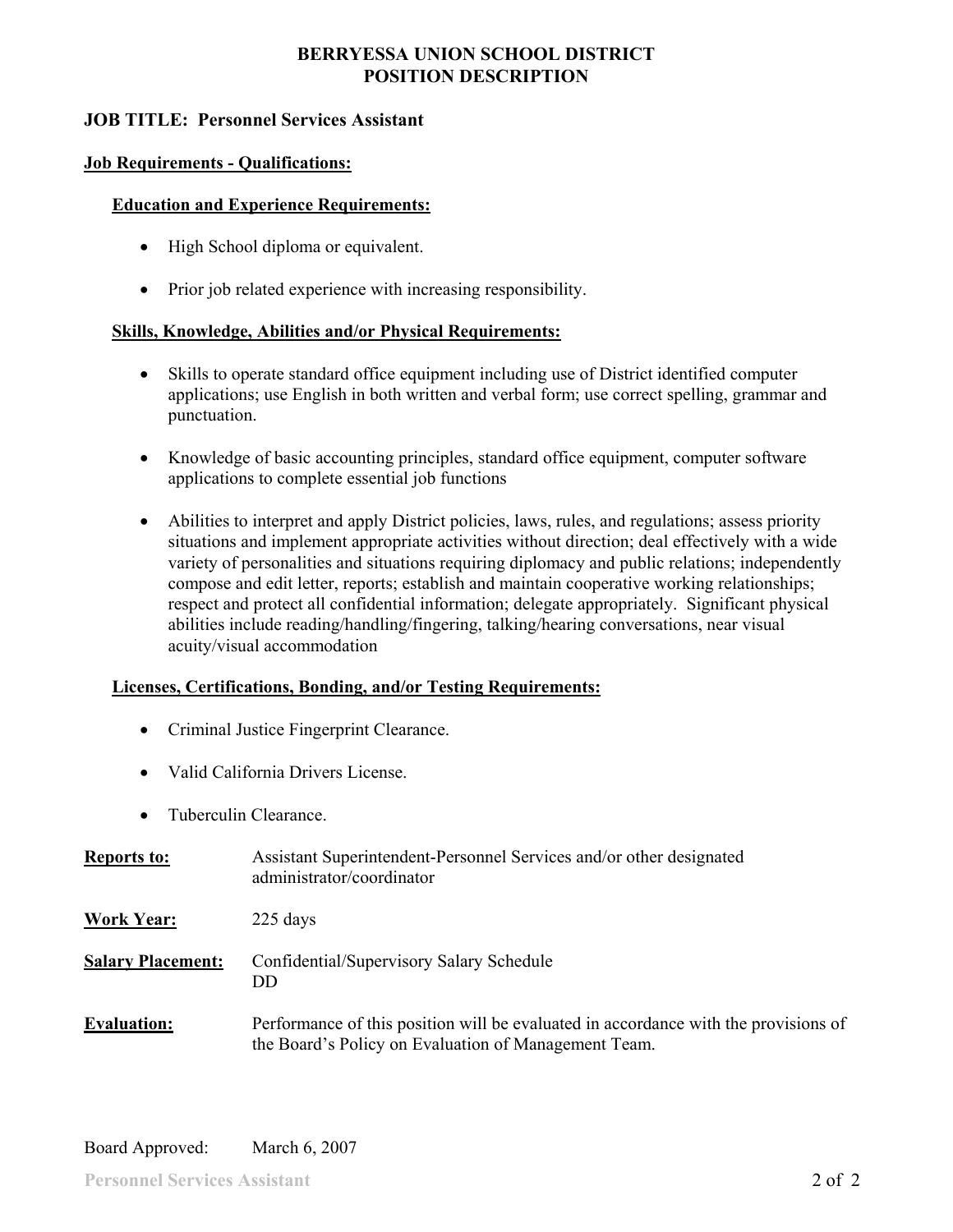# BERRYESSA UNION SCHOOL DISTRICT
# POSITION DESCRIPTION

**JOB TITLE: Personnel Services Assistant**

**Job Requirements - Qualifications:**

**Education and Experience Requirements:**

- High School diploma or equivalent.
- Prior job related experience with increasing responsibility.

**Skills, Knowledge, Abilities and/or Physical Requirements:**

- Skills to operate standard office equipment including use of District identified computer applications; use English in both written and verbal form; use correct spelling, grammar and punctuation.
- Knowledge of basic accounting principles, standard office equipment, computer software applications to complete essential job functions
- Abilities to interpret and apply District policies, laws, rules, and regulations; assess priority situations and implement appropriate activities without direction; deal effectively with a wide variety of personalities and situations requiring diplomacy and public relations; independently compose and edit letter, reports; establish and maintain cooperative working relationships; respect and protect all confidential information; delegate appropriately. Significant physical abilities include reading/handling/fingering, talking/hearing conversations, near visual acuity/visual accommodation

**Licenses, Certifications, Bonding, and/or Testing Requirements:**

- Criminal Justice Fingerprint Clearance.
- Valid California Drivers License.
- Tuberculin Clearance.

**Reports to:** Assistant Superintendent-Personnel Services and/or other designated administrator/coordinator

**Work Year:** 225 days

**Salary Placement:** Confidential/Supervisory Salary Schedule
DD

**Evaluation:** Performance of this position will be evaluated in accordance with the provisions of the Board's Policy on Evaluation of Management Team.

Board Approved: March 6, 2007